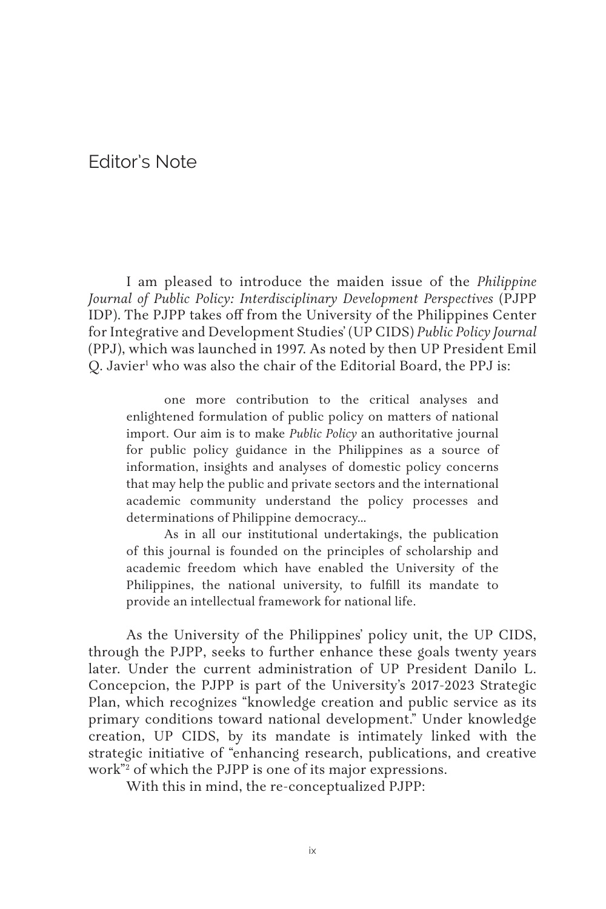# Editor's Note

I am pleased to introduce the maiden issue of the *Philippine Journal of Public Policy: Interdisciplinary Development Perspectives* (PJPP IDP). The PJPP takes off from the University of the Philippines Center for Integrative and Development Studies' (UP CIDS) *Public Policy Journal* (PPJ), which was launched in 1997. As noted by then UP President Emil Q. Javier[1] who was also the chair of the Editorial Board, the PPJ is:

> one more contribution to the critical analyses and enlightened formulation of public policy on matters of national import. Our aim is to make *Public Policy* an authoritative journal for public policy guidance in the Philippines as a source of information, insights and analyses of domestic policy concerns that may help the public and private sectors and the international academic community understand the policy processes and determinations of Philippine democracy...
>
> As in all our institutional undertakings, the publication of this journal is founded on the principles of scholarship and academic freedom which have enabled the University of the Philippines, the national university, to fulfill its mandate to provide an intellectual framework for national life.

As the University of the Philippines' policy unit, the UP CIDS, through the PJPP, seeks to further enhance these goals twenty years later. Under the current administration of UP President Danilo L. Concepcion, the PJPP is part of the University's 2017-2023 Strategic Plan, which recognizes "knowledge creation and public service as its primary conditions toward national development." Under knowledge creation, UP CIDS, by its mandate is intimately linked with the strategic initiative of "enhancing research, publications, and creative work"[2] of which the PJPP is one of its major expressions.

With this in mind, the re-conceptualized PJPP: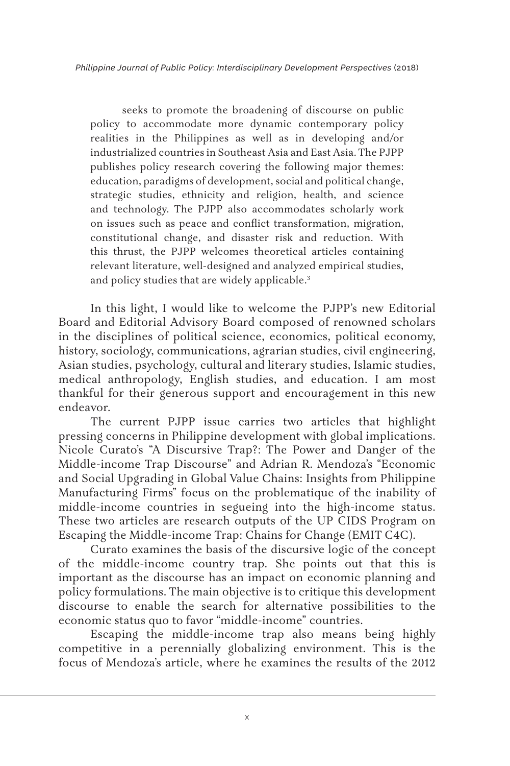seeks to promote the broadening of discourse on public policy to accommodate more dynamic contemporary policy realities in the Philippines as well as in developing and/or industrialized countries in Southeast Asia and East Asia. The PJPP publishes policy research covering the following major themes: education, paradigms of development, social and political change, strategic studies, ethnicity and religion, health, and science and technology. The PJPP also accommodates scholarly work on issues such as peace and conflict transformation, migration, constitutional change, and disaster risk and reduction. With this thrust, the PJPP welcomes theoretical articles containing relevant literature, well-designed and analyzed empirical studies, and policy studies that are widely applicable.[3]

In this light, I would like to welcome the PJPP's new Editorial Board and Editorial Advisory Board composed of renowned scholars in the disciplines of political science, economics, political economy, history, sociology, communications, agrarian studies, civil engineering, Asian studies, psychology, cultural and literary studies, Islamic studies, medical anthropology, English studies, and education. I am most thankful for their generous support and encouragement in this new endeavor.

The current PJPP issue carries two articles that highlight pressing concerns in Philippine development with global implications. Nicole Curato's "A Discursive Trap?: The Power and Danger of the Middle-income Trap Discourse" and Adrian R. Mendoza's "Economic and Social Upgrading in Global Value Chains: Insights from Philippine Manufacturing Firms" focus on the problematique of the inability of middle-income countries in segueing into the high-income status. These two articles are research outputs of the UP CIDS Program on Escaping the Middle-income Trap: Chains for Change (EMIT C4C).

Curato examines the basis of the discursive logic of the concept of the middle-income country trap. She points out that this is important as the discourse has an impact on economic planning and policy formulations. The main objective is to critique this development discourse to enable the search for alternative possibilities to the economic status quo to favor "middle-income" countries.

Escaping the middle-income trap also means being highly competitive in a perennially globalizing environment. This is the focus of Mendoza's article, where he examines the results of the 2012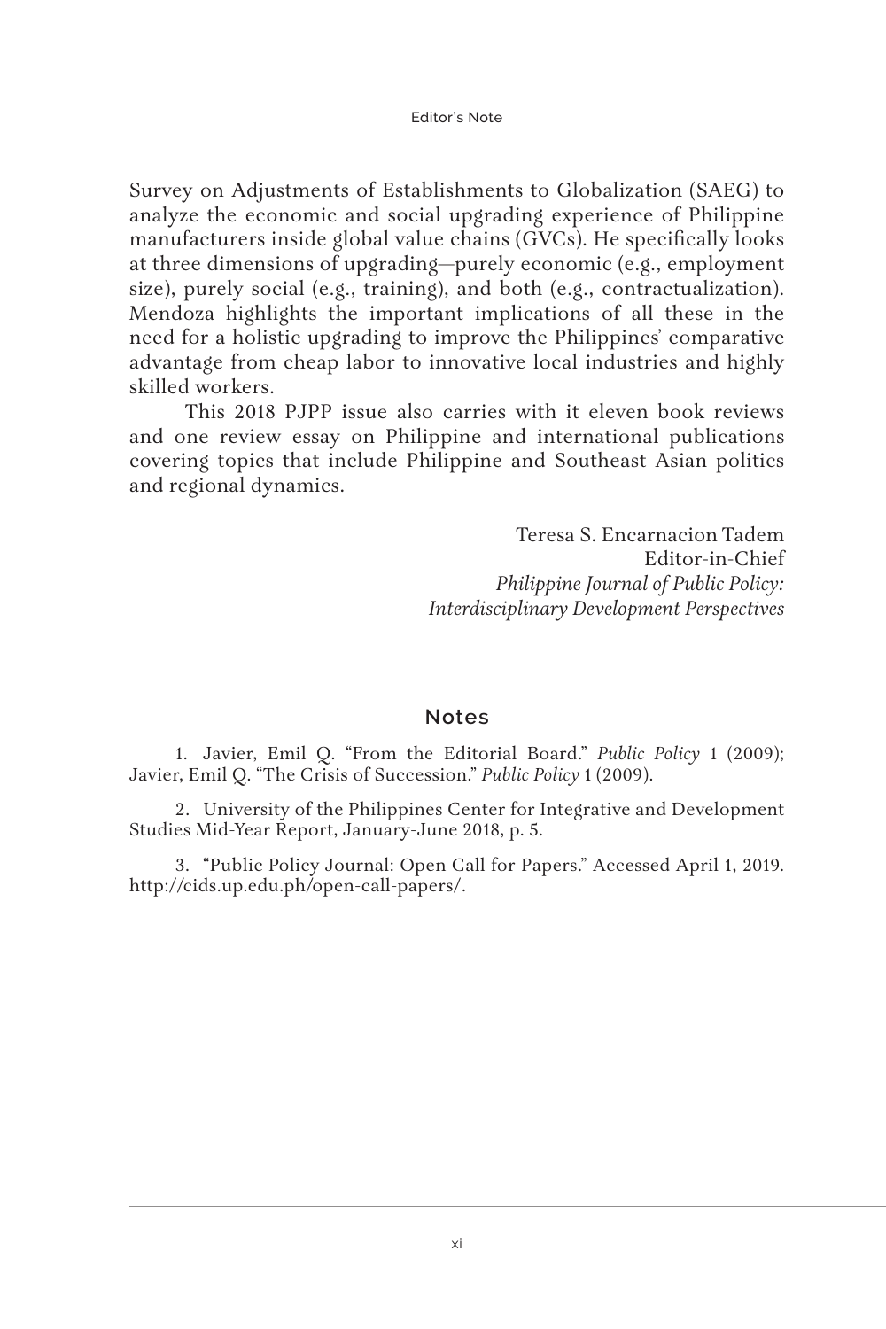Survey on Adjustments of Establishments to Globalization (SAEG) to analyze the economic and social upgrading experience of Philippine manufacturers inside global value chains (GVCs). He specifically looks at three dimensions of upgrading—purely economic (e.g., employment size), purely social (e.g., training), and both (e.g., contractualization). Mendoza highlights the important implications of all these in the need for a holistic upgrading to improve the Philippines' comparative advantage from cheap labor to innovative local industries and highly skilled workers.

This 2018 PJPP issue also carries with it eleven book reviews and one review essay on Philippine and international publications covering topics that include Philippine and Southeast Asian politics and regional dynamics.

Teresa S. Encarnacion Tadem
Editor-in-Chief
*Philippine Journal of Public Policy: Interdisciplinary Development Perspectives*

## Notes

1. Javier, Emil Q. "From the Editorial Board." *Public Policy* 1 (2009); Javier, Emil Q. "The Crisis of Succession." *Public Policy* 1 (2009).

2. University of the Philippines Center for Integrative and Development Studies Mid-Year Report, January-June 2018, p. 5.

3. "Public Policy Journal: Open Call for Papers." Accessed April 1, 2019. http://cids.up.edu.ph/open-call-papers/.